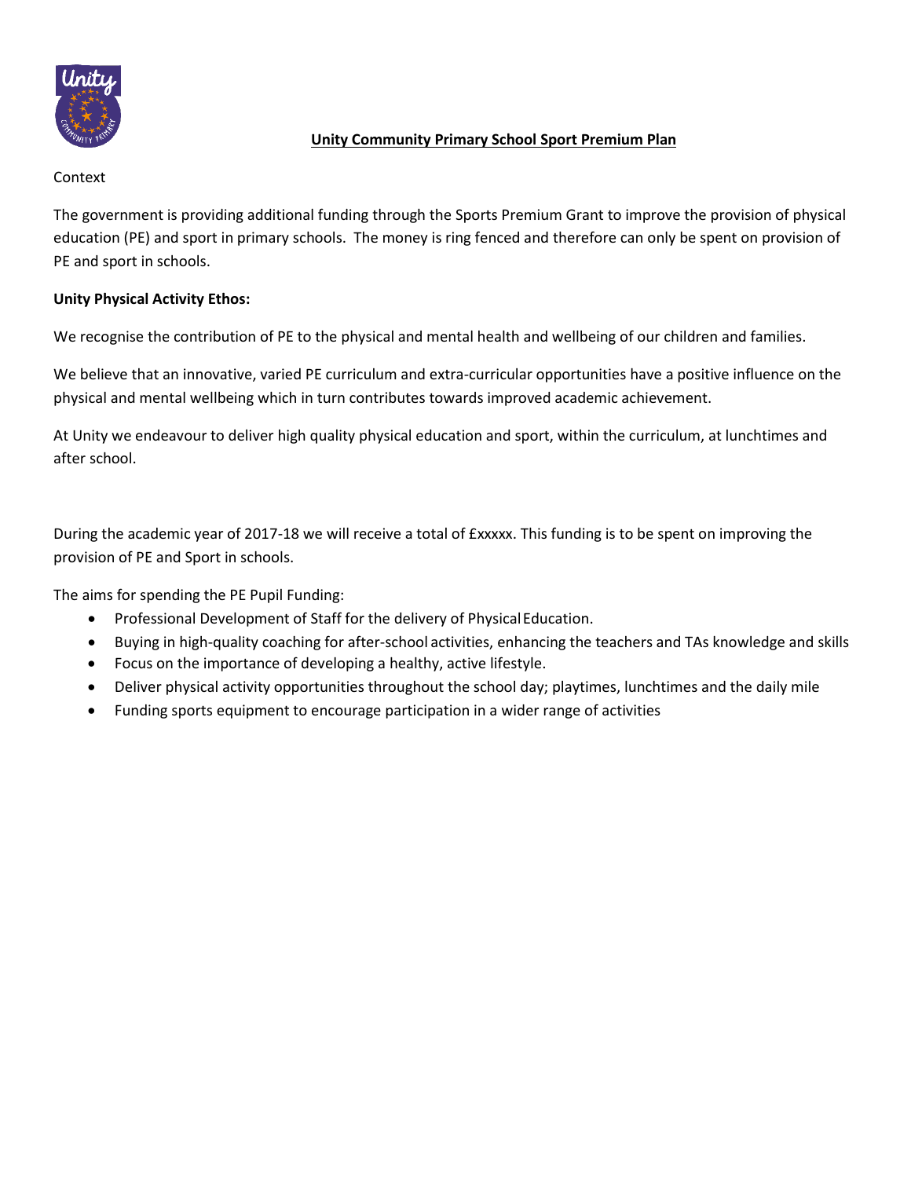# Unity Community Primary School Sport Premium Plan

Context

The government is providing additional funding through the Sports Premium Grant to improve the provision of physical education (PE) and sport in primary schools. The money is ring fenced and therefore can only be spent on provision of PE and sport in schools.

**Unity Physical Activity Ethos:**

We recognise the contribution of PE to the physical and mental health and wellbeing of our children and families.

We believe that an innovative, varied PE curriculum and extra-curricular opportunities have a positive influence on the physical and mental wellbeing which in turn contributes towards improved academic achievement.

At Unity we endeavour to deliver high quality physical education and sport, within the curriculum, at lunchtimes and after school.

During the academic year of 2017-18 we will receive a total of £xxxxx. This funding is to be spent on improving the provision of PE and Sport in schools.

The aims for spending the PE Pupil Funding:

- Professional Development of Staff for the delivery of Physical Education.
- Buying in high-quality coaching for after-school activities, enhancing the teachers and TAs knowledge and skills
- Focus on the importance of developing a healthy, active lifestyle.
- Deliver physical activity opportunities throughout the school day; playtimes, lunchtimes and the daily mile
- Funding sports equipment to encourage participation in a wider range of activities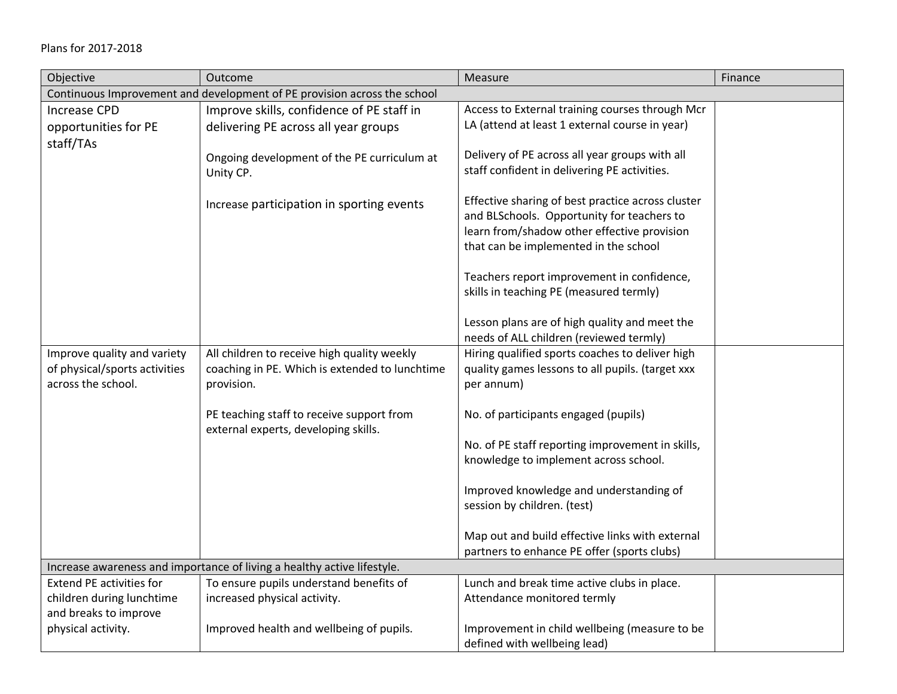Plans for 2017-2018

| Objective | Outcome | Measure | Finance |
|---|---|---|---|
| Continuous Improvement and development of PE provision across the school | | | |
| Increase CPD opportunities for PE staff/TAs | Improve skills, confidence of PE staff in delivering PE across all year groups<br><br>Ongoing development of the PE curriculum at Unity CP.<br><br>Increase participation in sporting events | Access to External training courses through Mcr LA (attend at least 1 external course in year)<br><br>Delivery of PE across all year groups with all staff confident in delivering PE activities.<br><br>Effective sharing of best practice across cluster and BLSchools. Opportunity for teachers to learn from/shadow other effective provision that can be implemented in the school<br><br>Teachers report improvement in confidence, skills in teaching PE (measured termly)<br><br>Lesson plans are of high quality and meet the needs of ALL children (reviewed termly) | |
| Improve quality and variety of physical/sports activities across the school. | All children to receive high quality weekly coaching in PE. Which is extended to lunchtime provision.<br><br>PE teaching staff to receive support from external experts, developing skills. | Hiring qualified sports coaches to deliver high quality games lessons to all pupils. (target xxx per annum)<br><br>No. of participants engaged (pupils)<br><br>No. of PE staff reporting improvement in skills, knowledge to implement across school.<br><br>Improved knowledge and understanding of session by children. (test)<br><br>Map out and build effective links with external partners to enhance PE offer (sports clubs) | |
| Increase awareness and importance of living a healthy active lifestyle. | | | |
| Extend PE activities for children during lunchtime and breaks to improve physical activity. | To ensure pupils understand benefits of increased physical activity.<br><br>Improved health and wellbeing of pupils. | Lunch and break time active clubs in place. Attendance monitored termly<br><br>Improvement in child wellbeing (measure to be defined with wellbeing lead) | |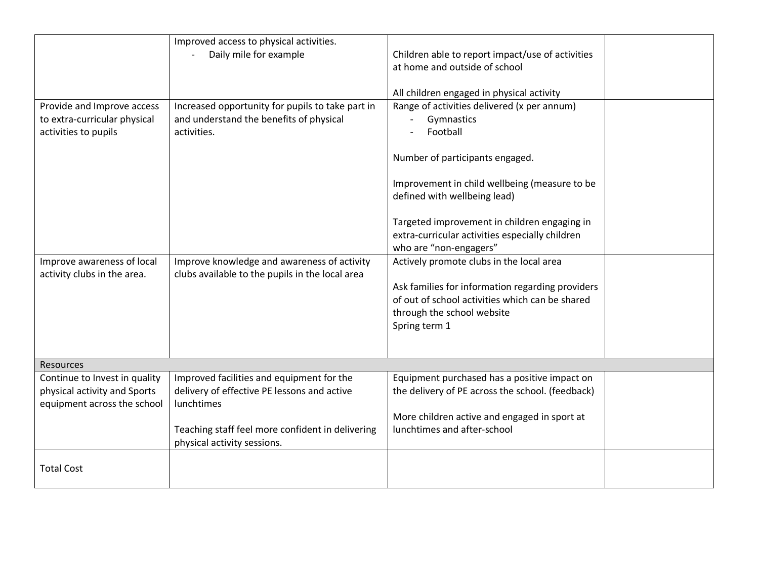| | | | |
|---|---|---|---|
| | Improved access to physical activities.<br>- Daily mile for example | Children able to report impact/use of activities at home and outside of school<br><br>All children engaged in physical activity | |
| Provide and Improve access to extra-curricular physical activities to pupils | Increased opportunity for pupils to take part in and understand the benefits of physical activities. | Range of activities delivered (x per annum)<br>- Gymnastics<br>- Football<br><br>Number of participants engaged.<br><br>Improvement in child wellbeing (measure to be defined with wellbeing lead)<br><br>Targeted improvement in children engaging in extra-curricular activities especially children who are "non-engagers" | |
| Improve awareness of local activity clubs in the area. | Improve knowledge and awareness of activity clubs available to the pupils in the local area | Actively promote clubs in the local area<br><br>Ask families for information regarding providers of out of school activities which can be shared through the school website<br>Spring term 1 | |
| Resources | | | |
| Continue to Invest in quality physical activity and Sports equipment across the school | Improved facilities and equipment for the delivery of effective PE lessons and active lunchtimes<br><br>Teaching staff feel more confident in delivering physical activity sessions. | Equipment purchased has a positive impact on the delivery of PE across the school. (feedback)<br><br>More children active and engaged in sport at lunchtimes and after-school | |
| Total Cost | | | |